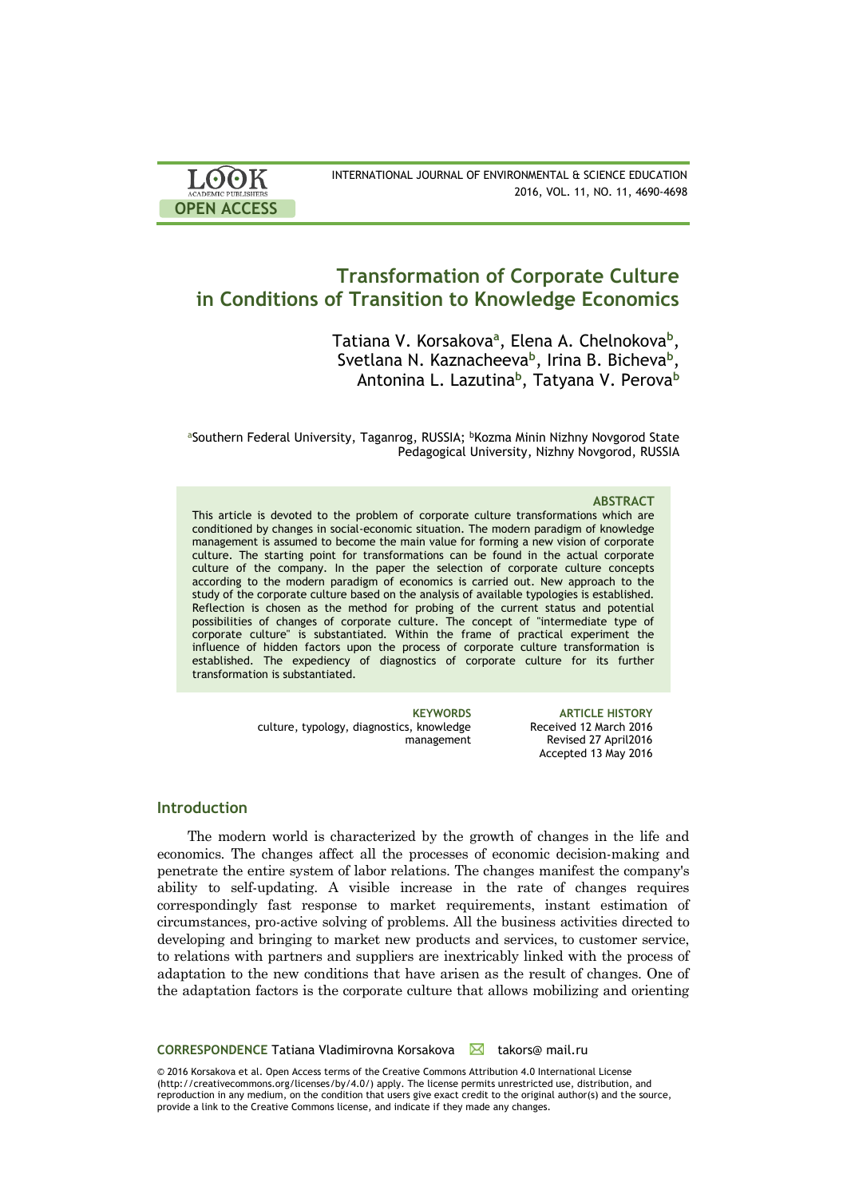# Transformation of Corporate Culture in Conditions of Transition to Knowledge Economics

Tatiana V. Korsakova[a], Elena A. Chelnokova[b], Svetlana N. Kaznacheeva[b], Irina B. Bicheva[b], Antonina L. Lazutina[b], Tatyana V. Perova[b]

[a]Southern Federal University, Taganrog, RUSSIA; [b]Kozma Minin Nizhny Novgorod State Pedagogical University, Nizhny Novgorod, RUSSIA

### ABSTRACT

This article is devoted to the problem of corporate culture transformations which are conditioned by changes in social-economic situation. The modern paradigm of knowledge management is assumed to become the main value for forming a new vision of corporate culture. The starting point for transformations can be found in the actual corporate culture of the company. In the paper the selection of corporate culture concepts according to the modern paradigm of economics is carried out. New approach to the study of the corporate culture based on the analysis of available typologies is established. Reflection is chosen as the method for probing of the current status and potential possibilities of changes of corporate culture. The concept of "intermediate type of corporate culture" is substantiated. Within the frame of practical experiment the influence of hidden factors upon the process of corporate culture transformation is established. The expediency of diagnostics of corporate culture for its further transformation is substantiated.

**KEYWORDS**
culture, typology, diagnostics, knowledge management

**ARTICLE HISTORY**
Received 12 March 2016
Revised 27 April2016
Accepted 13 May 2016

## Introduction

The modern world is characterized by the growth of changes in the life and economics. The changes affect all the processes of economic decision-making and penetrate the entire system of labor relations. The changes manifest the company's ability to self-updating. A visible increase in the rate of changes requires correspondingly fast response to market requirements, instant estimation of circumstances, pro-active solving of problems. All the business activities directed to developing and bringing to market new products and services, to customer service, to relations with partners and suppliers are inextricably linked with the process of adaptation to the new conditions that have arisen as the result of changes. One of the adaptation factors is the corporate culture that allows mobilizing and orienting

**CORRESPONDENCE** Tatiana Vladimirovna Korsakova ✉ takors@ mail.ru

© 2016 Korsakova et al. Open Access terms of the Creative Commons Attribution 4.0 International License (http://creativecommons.org/licenses/by/4.0/) apply. The license permits unrestricted use, distribution, and reproduction in any medium, on the condition that users give exact credit to the original author(s) and the source, provide a link to the Creative Commons license, and indicate if they made any changes.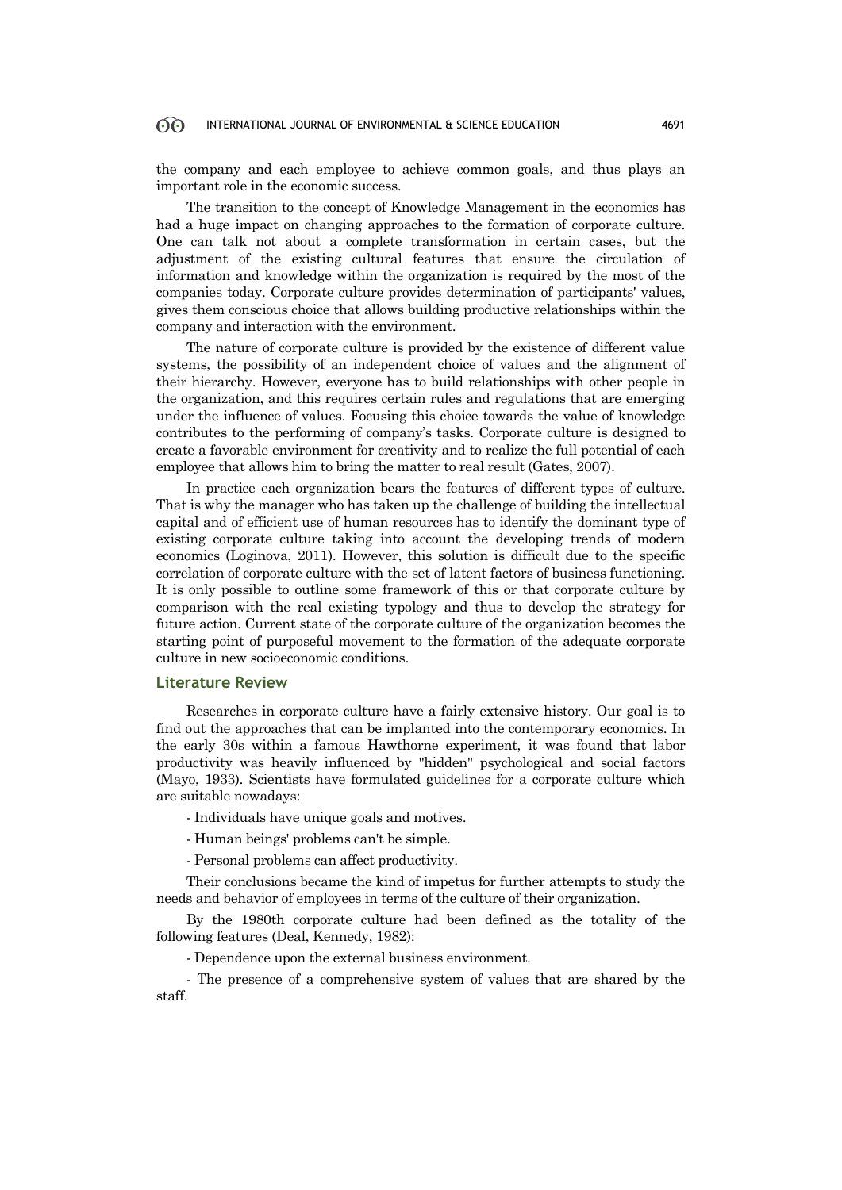the company and each employee to achieve common goals, and thus plays an important role in the economic success.

The transition to the concept of Knowledge Management in the economics has had a huge impact on changing approaches to the formation of corporate culture. One can talk not about a complete transformation in certain cases, but the adjustment of the existing cultural features that ensure the circulation of information and knowledge within the organization is required by the most of the companies today. Corporate culture provides determination of participants' values, gives them conscious choice that allows building productive relationships within the company and interaction with the environment.

The nature of corporate culture is provided by the existence of different value systems, the possibility of an independent choice of values and the alignment of their hierarchy. However, everyone has to build relationships with other people in the organization, and this requires certain rules and regulations that are emerging under the influence of values. Focusing this choice towards the value of knowledge contributes to the performing of company's tasks. Corporate culture is designed to create a favorable environment for creativity and to realize the full potential of each employee that allows him to bring the matter to real result (Gates, 2007).

In practice each organization bears the features of different types of culture. That is why the manager who has taken up the challenge of building the intellectual capital and of efficient use of human resources has to identify the dominant type of existing corporate culture taking into account the developing trends of modern economics (Loginova, 2011). However, this solution is difficult due to the specific correlation of corporate culture with the set of latent factors of business functioning. It is only possible to outline some framework of this or that corporate culture by comparison with the real existing typology and thus to develop the strategy for future action. Current state of the corporate culture of the organization becomes the starting point of purposeful movement to the formation of the adequate corporate culture in new socioeconomic conditions.

## Literature Review

Researches in corporate culture have a fairly extensive history. Our goal is to find out the approaches that can be implanted into the contemporary economics. In the early 30s within a famous Hawthorne experiment, it was found that labor productivity was heavily influenced by "hidden" psychological and social factors (Mayo, 1933). Scientists have formulated guidelines for a corporate culture which are suitable nowadays:

- Individuals have unique goals and motives.

- Human beings' problems can't be simple.

- Personal problems can affect productivity.

Their conclusions became the kind of impetus for further attempts to study the needs and behavior of employees in terms of the culture of their organization.

By the 1980th corporate culture had been defined as the totality of the following features (Deal, Kennedy, 1982):

- Dependence upon the external business environment.

- The presence of a comprehensive system of values that are shared by the staff.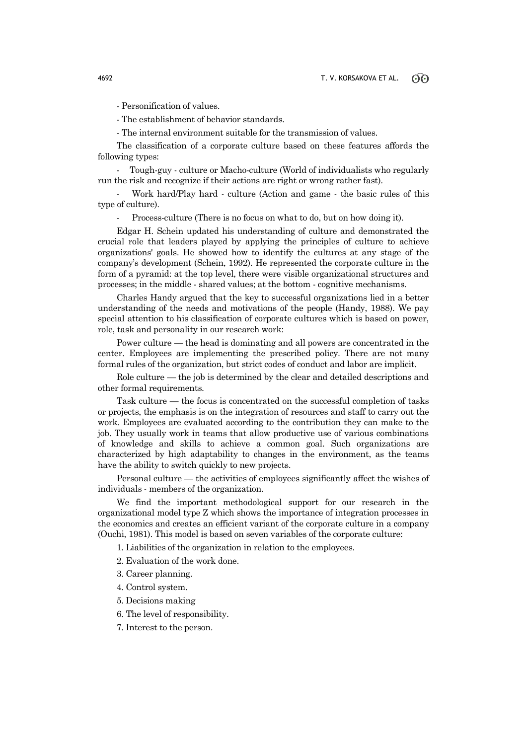- Personification of values.

- The establishment of behavior standards.

- The internal environment suitable for the transmission of values.

The classification of a corporate culture based on these features affords the following types:

- Tough-guy - culture or Macho-culture (World of individualists who regularly run the risk and recognize if their actions are right or wrong rather fast).

- Work hard/Play hard - culture (Action and game - the basic rules of this type of culture).

- Process-culture (There is no focus on what to do, but on how doing it).

Edgar H. Schein updated his understanding of culture and demonstrated the crucial role that leaders played by applying the principles of culture to achieve organizations' goals. He showed how to identify the cultures at any stage of the company's development (Schein, 1992). He represented the corporate culture in the form of a pyramid: at the top level, there were visible organizational structures and processes; in the middle - shared values; at the bottom - cognitive mechanisms.

Charles Handy argued that the key to successful organizations lied in a better understanding of the needs and motivations of the people (Handy, 1988). We pay special attention to his classification of corporate cultures which is based on power, role, task and personality in our research work:

Power culture — the head is dominating and all powers are concentrated in the center. Employees are implementing the prescribed policy. There are not many formal rules of the organization, but strict codes of conduct and labor are implicit.

Role culture — the job is determined by the clear and detailed descriptions and other formal requirements.

Task culture — the focus is concentrated on the successful completion of tasks or projects, the emphasis is on the integration of resources and staff to carry out the work. Employees are evaluated according to the contribution they can make to the job. They usually work in teams that allow productive use of various combinations of knowledge and skills to achieve a common goal. Such organizations are characterized by high adaptability to changes in the environment, as the teams have the ability to switch quickly to new projects.

Personal culture — the activities of employees significantly affect the wishes of individuals - members of the organization.

We find the important methodological support for our research in the organizational model type Z which shows the importance of integration processes in the economics and creates an efficient variant of the corporate culture in a company (Ouchi, 1981). This model is based on seven variables of the corporate culture:

1. Liabilities of the organization in relation to the employees.
2. Evaluation of the work done.
3. Career planning.
4. Control system.
5. Decisions making
6. The level of responsibility.
7. Interest to the person.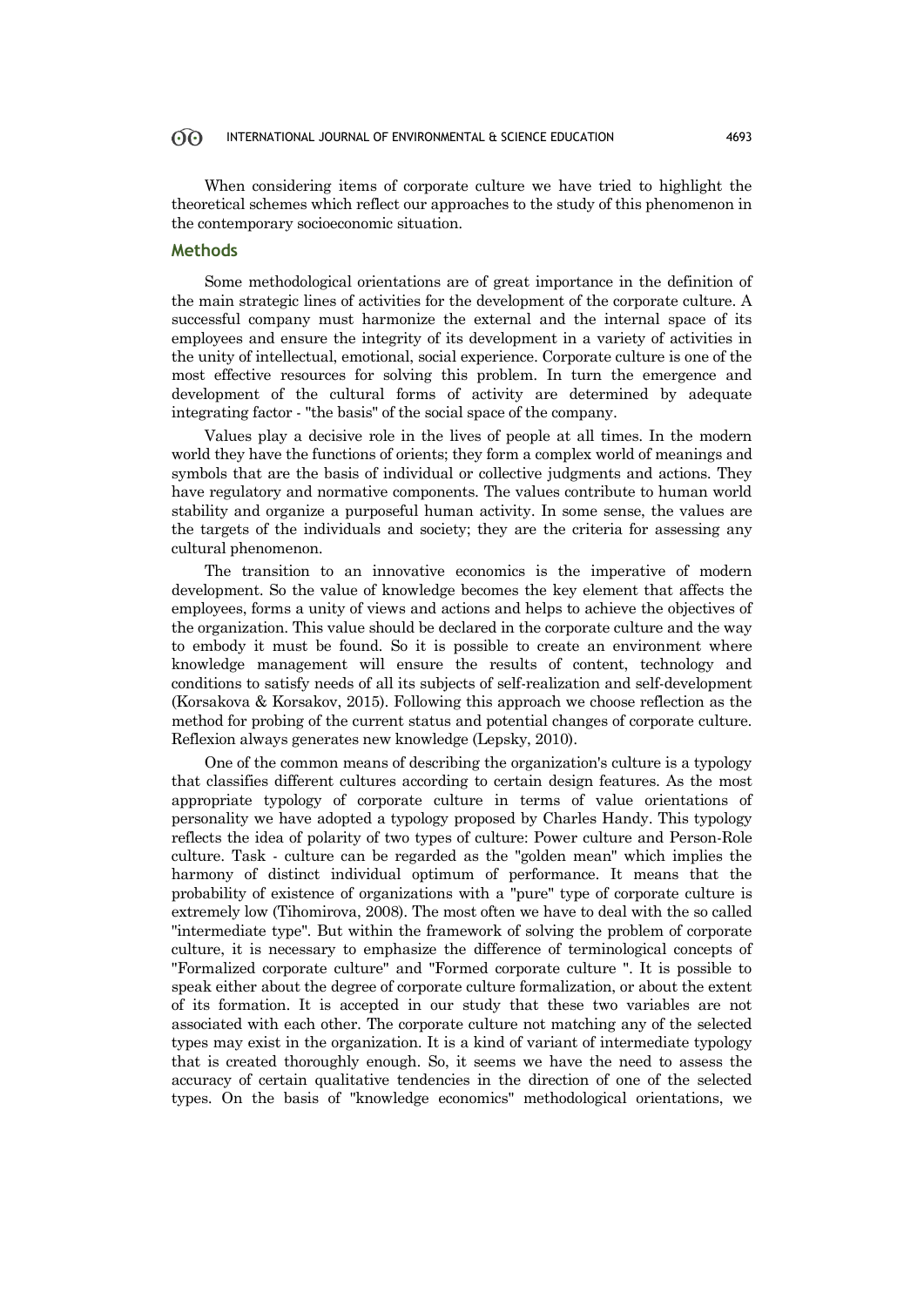When considering items of corporate culture we have tried to highlight the theoretical schemes which reflect our approaches to the study of this phenomenon in the contemporary socioeconomic situation.

## Methods

Some methodological orientations are of great importance in the definition of the main strategic lines of activities for the development of the corporate culture. A successful company must harmonize the external and the internal space of its employees and ensure the integrity of its development in a variety of activities in the unity of intellectual, emotional, social experience. Corporate culture is one of the most effective resources for solving this problem. In turn the emergence and development of the cultural forms of activity are determined by adequate integrating factor - "the basis" of the social space of the company.

Values play a decisive role in the lives of people at all times. In the modern world they have the functions of orients; they form a complex world of meanings and symbols that are the basis of individual or collective judgments and actions. They have regulatory and normative components. The values contribute to human world stability and organize a purposeful human activity. In some sense, the values are the targets of the individuals and society; they are the criteria for assessing any cultural phenomenon.

The transition to an innovative economics is the imperative of modern development. So the value of knowledge becomes the key element that affects the employees, forms a unity of views and actions and helps to achieve the objectives of the organization. This value should be declared in the corporate culture and the way to embody it must be found. So it is possible to create an environment where knowledge management will ensure the results of content, technology and conditions to satisfy needs of all its subjects of self-realization and self-development (Korsakova & Korsakov, 2015). Following this approach we choose reflection as the method for probing of the current status and potential changes of corporate culture. Reflexion always generates new knowledge (Lepsky, 2010).

One of the common means of describing the organization's culture is a typology that classifies different cultures according to certain design features. As the most appropriate typology of corporate culture in terms of value orientations of personality we have adopted a typology proposed by Charles Handy. This typology reflects the idea of polarity of two types of culture: Power culture and Person-Role culture. Task - culture can be regarded as the "golden mean" which implies the harmony of distinct individual optimum of performance. It means that the probability of existence of organizations with a "pure" type of corporate culture is extremely low (Tihomirova, 2008). The most often we have to deal with the so called "intermediate type". But within the framework of solving the problem of corporate culture, it is necessary to emphasize the difference of terminological concepts of "Formalized corporate culture" and "Formed corporate culture ". It is possible to speak either about the degree of corporate culture formalization, or about the extent of its formation. It is accepted in our study that these two variables are not associated with each other. The corporate culture not matching any of the selected types may exist in the organization. It is a kind of variant of intermediate typology that is created thoroughly enough. So, it seems we have the need to assess the accuracy of certain qualitative tendencies in the direction of one of the selected types. On the basis of "knowledge economics" methodological orientations, we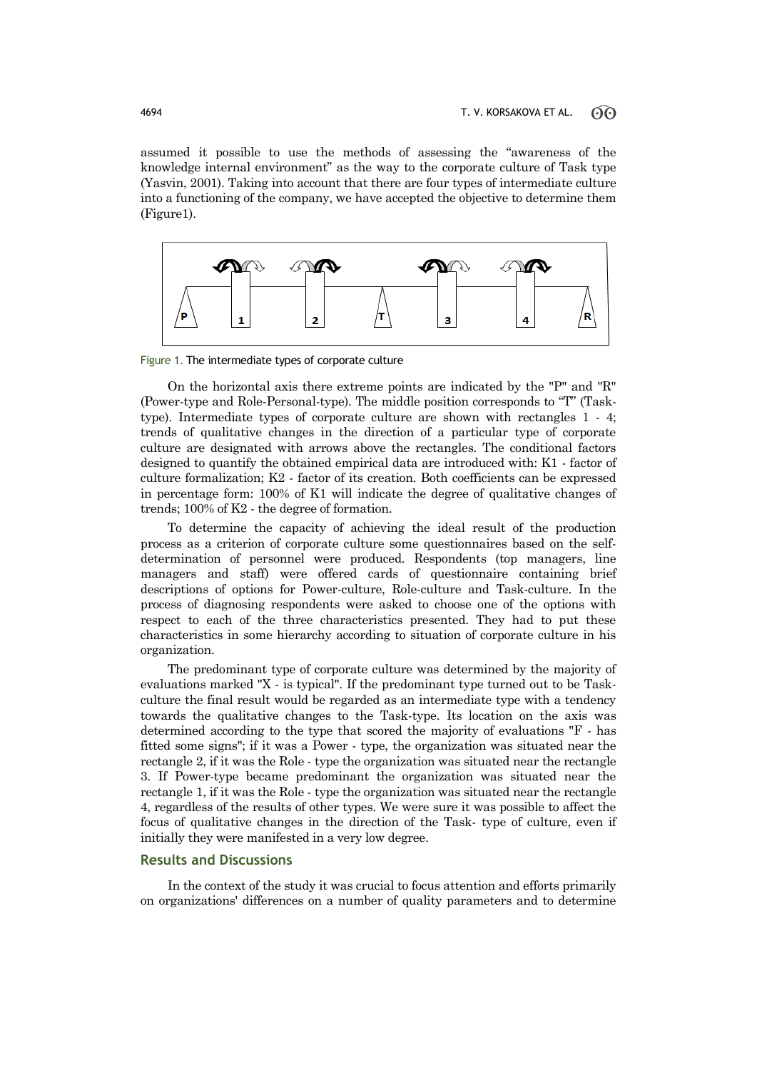assumed it possible to use the methods of assessing the "awareness of the knowledge internal environment" as the way to the corporate culture of Task type (Yasvin, 2001). Taking into account that there are four types of intermediate culture into a functioning of the company, we have accepted the objective to determine them (Figure1).

Figure 1. The intermediate types of corporate culture

On the horizontal axis there extreme points are indicated by the "P" and "R" (Power-type and Role-Personal-type). The middle position corresponds to "T" (Task-type). Intermediate types of corporate culture are shown with rectangles 1 - 4; trends of qualitative changes in the direction of a particular type of corporate culture are designated with arrows above the rectangles. The conditional factors designed to quantify the obtained empirical data are introduced with: K1 - factor of culture formalization; K2 - factor of its creation. Both coefficients can be expressed in percentage form: 100% of K1 will indicate the degree of qualitative changes of trends; 100% of K2 - the degree of formation.

To determine the capacity of achieving the ideal result of the production process as a criterion of corporate culture some questionnaires based on the self-determination of personnel were produced. Respondents (top managers, line managers and staff) were offered cards of questionnaire containing brief descriptions of options for Power-culture, Role-culture and Task-culture. In the process of diagnosing respondents were asked to choose one of the options with respect to each of the three characteristics presented. They had to put these characteristics in some hierarchy according to situation of corporate culture in his organization.

The predominant type of corporate culture was determined by the majority of evaluations marked "X - is typical". If the predominant type turned out to be Task-culture the final result would be regarded as an intermediate type with a tendency towards the qualitative changes to the Task-type. Its location on the axis was determined according to the type that scored the majority of evaluations "F - has fitted some signs"; if it was a Power - type, the organization was situated near the rectangle 2, if it was the Role - type the organization was situated near the rectangle 3. If Power-type became predominant the organization was situated near the rectangle 1, if it was the Role - type the organization was situated near the rectangle 4, regardless of the results of other types. We were sure it was possible to affect the focus of qualitative changes in the direction of the Task- type of culture, even if initially they were manifested in a very low degree.

## Results and Discussions

In the context of the study it was crucial to focus attention and efforts primarily on organizations' differences on a number of quality parameters and to determine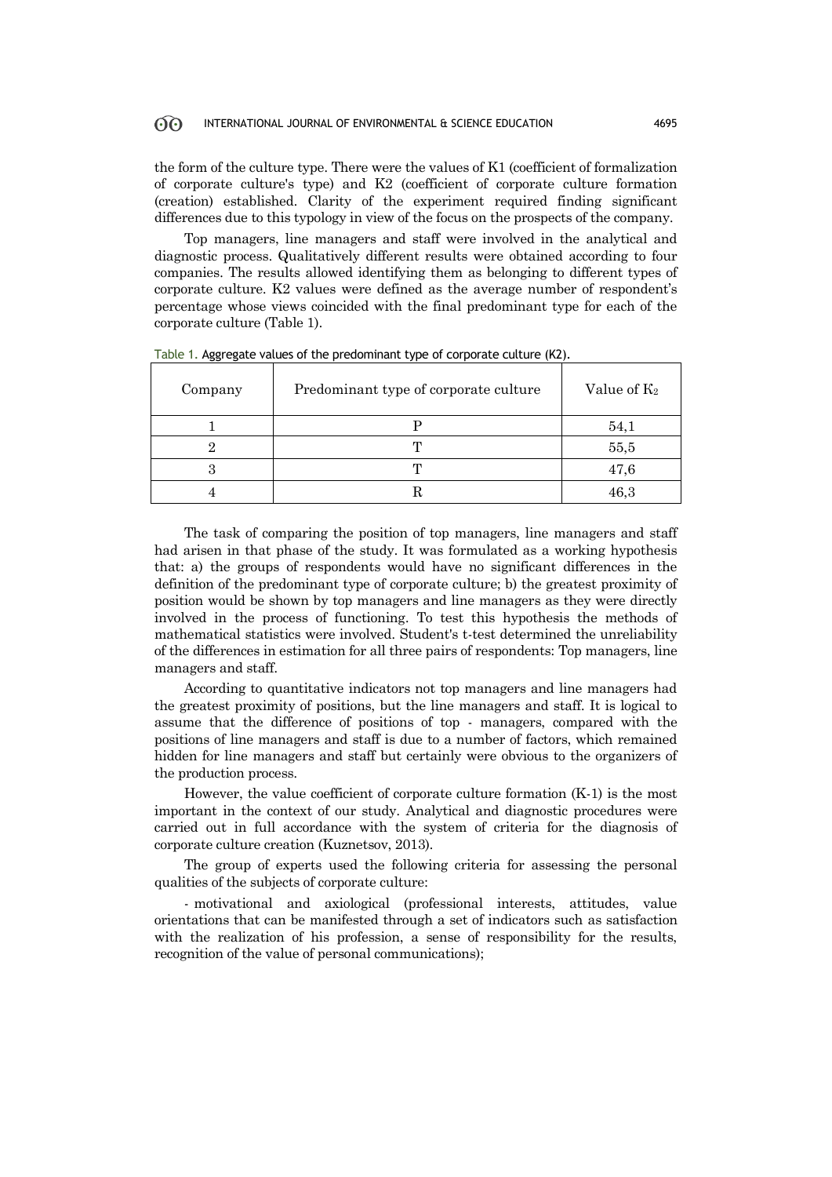the form of the culture type. There were the values of K1 (coefficient of formalization of corporate culture's type) and K2 (coefficient of corporate culture formation (creation) established. Clarity of the experiment required finding significant differences due to this typology in view of the focus on the prospects of the company.

Top managers, line managers and staff were involved in the analytical and diagnostic process. Qualitatively different results were obtained according to four companies. The results allowed identifying them as belonging to different types of corporate culture. K2 values were defined as the average number of respondent's percentage whose views coincided with the final predominant type for each of the corporate culture (Table 1).

Table 1. Aggregate values of the predominant type of corporate culture (K2).

| Company | Predominant type of corporate culture | Value of $K_2$ |
|---|---|---|
| 1 | P | 54,1 |
| 2 | T | 55,5 |
| 3 | T | 47,6 |
| 4 | R | 46,3 |

The task of comparing the position of top managers, line managers and staff had arisen in that phase of the study. It was formulated as a working hypothesis that: a) the groups of respondents would have no significant differences in the definition of the predominant type of corporate culture; b) the greatest proximity of position would be shown by top managers and line managers as they were directly involved in the process of functioning. To test this hypothesis the methods of mathematical statistics were involved. Student's t-test determined the unreliability of the differences in estimation for all three pairs of respondents: Top managers, line managers and staff.

According to quantitative indicators not top managers and line managers had the greatest proximity of positions, but the line managers and staff. It is logical to assume that the difference of positions of top - managers, compared with the positions of line managers and staff is due to a number of factors, which remained hidden for line managers and staff but certainly were obvious to the organizers of the production process.

However, the value coefficient of corporate culture formation (K-1) is the most important in the context of our study. Analytical and diagnostic procedures were carried out in full accordance with the system of criteria for the diagnosis of corporate culture creation (Kuznetsov, 2013).

The group of experts used the following criteria for assessing the personal qualities of the subjects of corporate culture:

- motivational and axiological (professional interests, attitudes, value orientations that can be manifested through a set of indicators such as satisfaction with the realization of his profession, a sense of responsibility for the results, recognition of the value of personal communications);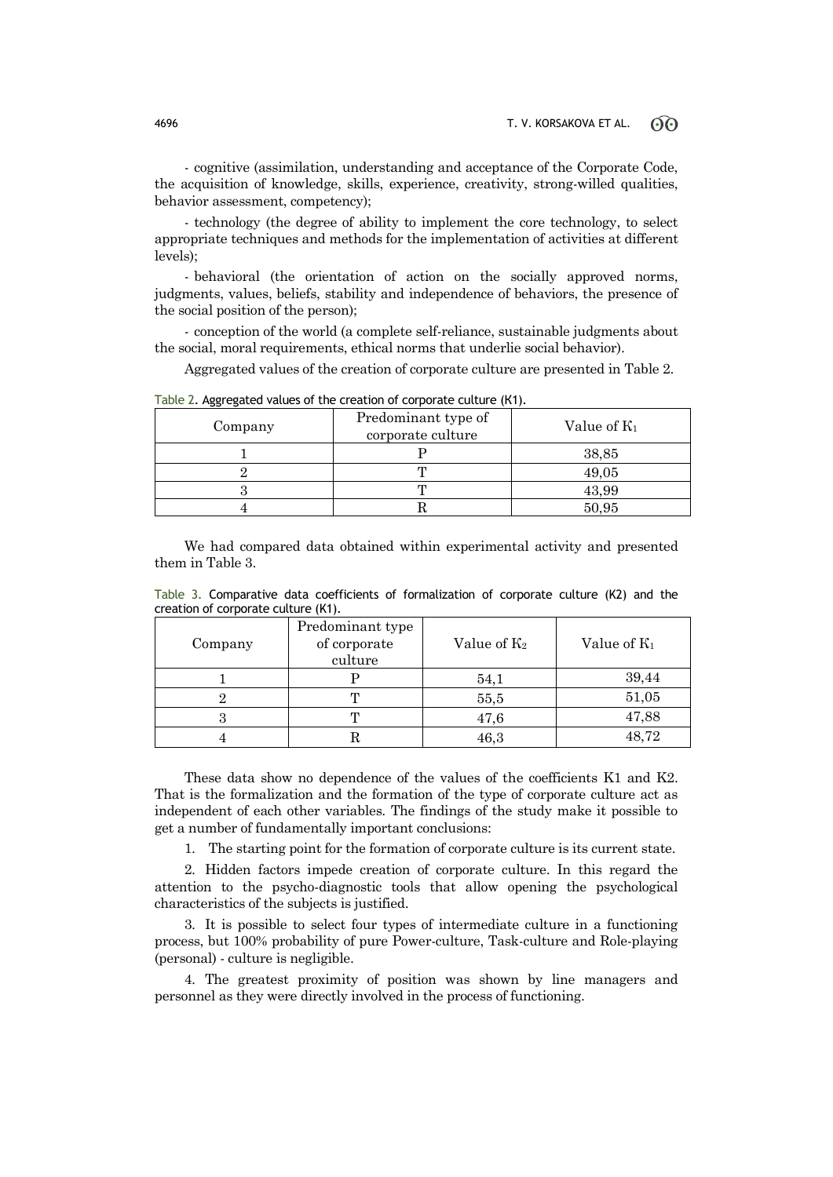- cognitive (assimilation, understanding and acceptance of the Corporate Code, the acquisition of knowledge, skills, experience, creativity, strong-willed qualities, behavior assessment, competency);

- technology (the degree of ability to implement the core technology, to select appropriate techniques and methods for the implementation of activities at different levels);

- behavioral (the orientation of action on the socially approved norms, judgments, values, beliefs, stability and independence of behaviors, the presence of the social position of the person);

- conception of the world (a complete self-reliance, sustainable judgments about the social, moral requirements, ethical norms that underlie social behavior).

Aggregated values of the creation of corporate culture are presented in Table 2.

Table 2. Aggregated values of the creation of corporate culture (K1).

| Company | Predominant type of corporate culture | Value of $K_1$ |
|---|---|---|
| 1 | P | 38,85 |
| 2 | T | 49,05 |
| 3 | T | 43,99 |
| 4 | R | 50,95 |

We had compared data obtained within experimental activity and presented them in Table 3.

Table 3. Comparative data coefficients of formalization of corporate culture (K2) and the creation of corporate culture (K1).

| Company | Predominant type of corporate culture | Value of $K_2$ | Value of $K_1$ |
|---|---|---|---|
| 1 | P | 54,1 | 39,44 |
| 2 | T | 55,5 | 51,05 |
| 3 | T | 47,6 | 47,88 |
| 4 | R | 46,3 | 48,72 |

These data show no dependence of the values of the coefficients K1 and K2. That is the formalization and the formation of the type of corporate culture act as independent of each other variables. The findings of the study make it possible to get a number of fundamentally important conclusions:

1. The starting point for the formation of corporate culture is its current state.

2. Hidden factors impede creation of corporate culture. In this regard the attention to the psycho-diagnostic tools that allow opening the psychological characteristics of the subjects is justified.

3. It is possible to select four types of intermediate culture in a functioning process, but 100% probability of pure Power-culture, Task-culture and Role-playing (personal) - culture is negligible.

4. The greatest proximity of position was shown by line managers and personnel as they were directly involved in the process of functioning.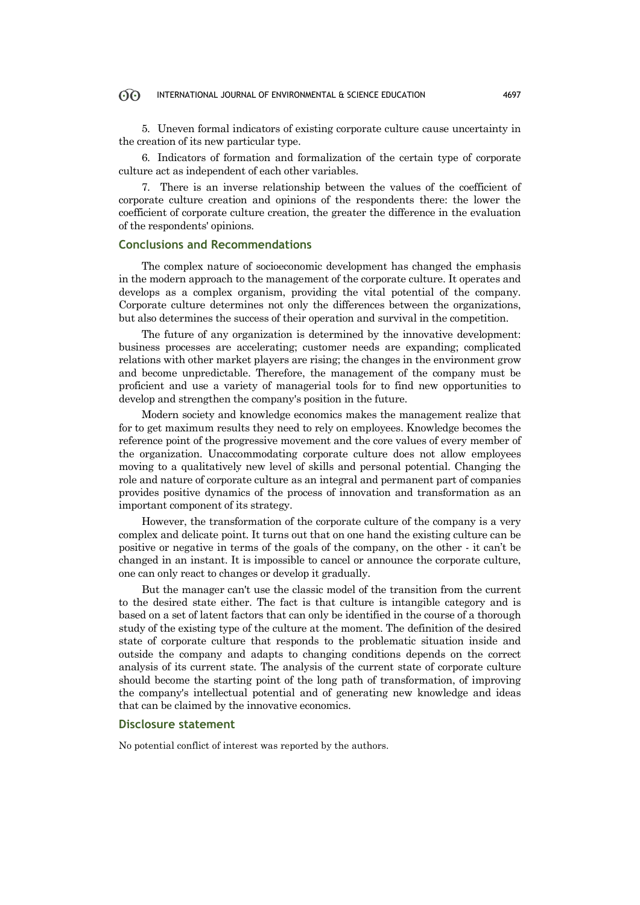5. Uneven formal indicators of existing corporate culture cause uncertainty in the creation of its new particular type.

6. Indicators of formation and formalization of the certain type of corporate culture act as independent of each other variables.

7. There is an inverse relationship between the values of the coefficient of corporate culture creation and opinions of the respondents there: the lower the coefficient of corporate culture creation, the greater the difference in the evaluation of the respondents' opinions.

## Conclusions and Recommendations

The complex nature of socioeconomic development has changed the emphasis in the modern approach to the management of the corporate culture. It operates and develops as a complex organism, providing the vital potential of the company. Corporate culture determines not only the differences between the organizations, but also determines the success of their operation and survival in the competition.

The future of any organization is determined by the innovative development: business processes are accelerating; customer needs are expanding; complicated relations with other market players are rising; the changes in the environment grow and become unpredictable. Therefore, the management of the company must be proficient and use a variety of managerial tools for to find new opportunities to develop and strengthen the company's position in the future.

Modern society and knowledge economics makes the management realize that for to get maximum results they need to rely on employees. Knowledge becomes the reference point of the progressive movement and the core values of every member of the organization. Unaccommodating corporate culture does not allow employees moving to a qualitatively new level of skills and personal potential. Changing the role and nature of corporate culture as an integral and permanent part of companies provides positive dynamics of the process of innovation and transformation as an important component of its strategy.

However, the transformation of the corporate culture of the company is a very complex and delicate point. It turns out that on one hand the existing culture can be positive or negative in terms of the goals of the company, on the other - it can't be changed in an instant. It is impossible to cancel or announce the corporate culture, one can only react to changes or develop it gradually.

But the manager can't use the classic model of the transition from the current to the desired state either. The fact is that culture is intangible category and is based on a set of latent factors that can only be identified in the course of a thorough study of the existing type of the culture at the moment. The definition of the desired state of corporate culture that responds to the problematic situation inside and outside the company and adapts to changing conditions depends on the correct analysis of its current state. The analysis of the current state of corporate culture should become the starting point of the long path of transformation, of improving the company's intellectual potential and of generating new knowledge and ideas that can be claimed by the innovative economics.

## Disclosure statement

No potential conflict of interest was reported by the authors.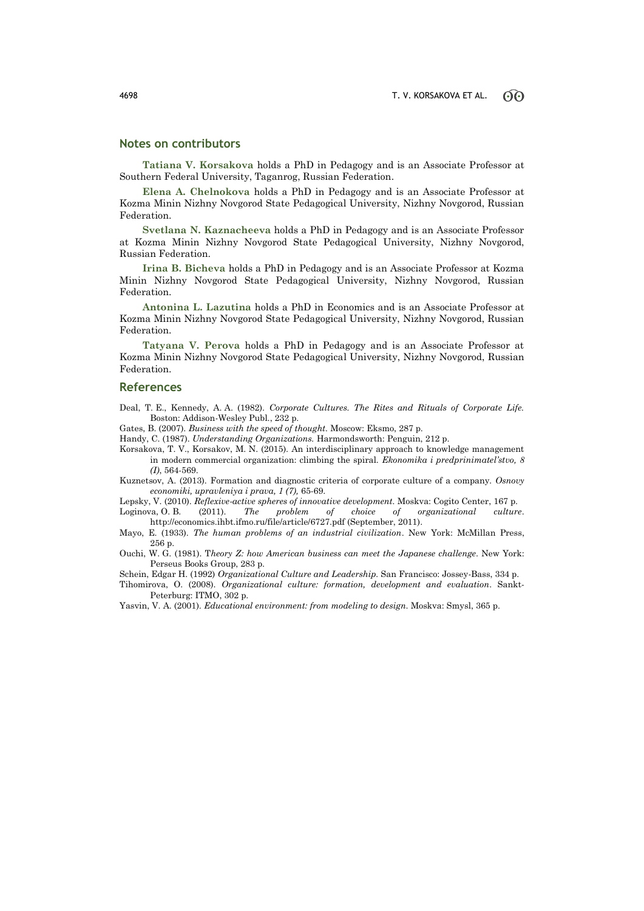## Notes on contributors

**Tatiana V. Korsakova** holds a PhD in Pedagogy and is an Associate Professor at Southern Federal University, Taganrog, Russian Federation.

**Elena A. Chelnokova** holds a PhD in Pedagogy and is an Associate Professor at Kozma Minin Nizhny Novgorod State Pedagogical University, Nizhny Novgorod, Russian Federation.

**Svetlana N. Kaznacheeva** holds a PhD in Pedagogy and is an Associate Professor at Kozma Minin Nizhny Novgorod State Pedagogical University, Nizhny Novgorod, Russian Federation.

**Irina B. Bicheva** holds a PhD in Pedagogy and is an Associate Professor at Kozma Minin Nizhny Novgorod State Pedagogical University, Nizhny Novgorod, Russian Federation.

**Antonina L. Lazutina** holds a PhD in Economics and is an Associate Professor at Kozma Minin Nizhny Novgorod State Pedagogical University, Nizhny Novgorod, Russian Federation.

**Tatyana V. Perova** holds a PhD in Pedagogy and is an Associate Professor at Kozma Minin Nizhny Novgorod State Pedagogical University, Nizhny Novgorod, Russian Federation.

## References

Deal, T. E., Kennedy, A. A. (1982). *Corporate Cultures. The Rites and Rituals of Corporate Life.* Boston: Addison-Wesley Publ., 232 p.

Gates, B. (2007). *Business with the speed of thought*. Moscow: Eksmo, 287 p.

Handy, C. (1987). *Understanding Organizations.* Harmondsworth: Penguin, 212 p.

Korsakova, T. V., Korsakov, M. N. (2015). An interdisciplinary approach to knowledge management in modern commercial organization: climbing the spiral. *Ekonomika i predprinimatel'stvo, 8 (I),* 564-569.

Kuznetsov, A. (2013). Formation and diagnostic criteria of corporate culture of a company. *Osnovy economiki, upravleniya i prava, 1 (7),* 65-69.

Lepsky, V. (2010). *Reflexive-active spheres of innovative development*. Moskva: Cogito Center, 167 p.

Loginova, O. B. (2011). *The problem of choice of organizational culture*. http://economics.ihbt.ifmo.ru/file/article/6727.pdf (September, 2011).

Mayo, E. (1933). *The human problems of an industrial civilization*. New York: McMillan Press, 256 p.

Ouchi, W. G. (1981). T*heory Z: how American business can meet the Japanese challenge*. New York: Perseus Books Group, 283 p.

Schein, Edgar H. (1992) *Organizational Culture and Leadership.* San Francisco: Jossey-Bass, 334 p.

Tihomirova, O. (2008). *Organizational culture: formation, development and evaluation*. Sankt-Peterburg: ITMO, 302 p.

Yasvin, V. A. (2001). *Educational environment: from modeling to design.* Moskva: Smysl, 365 p.